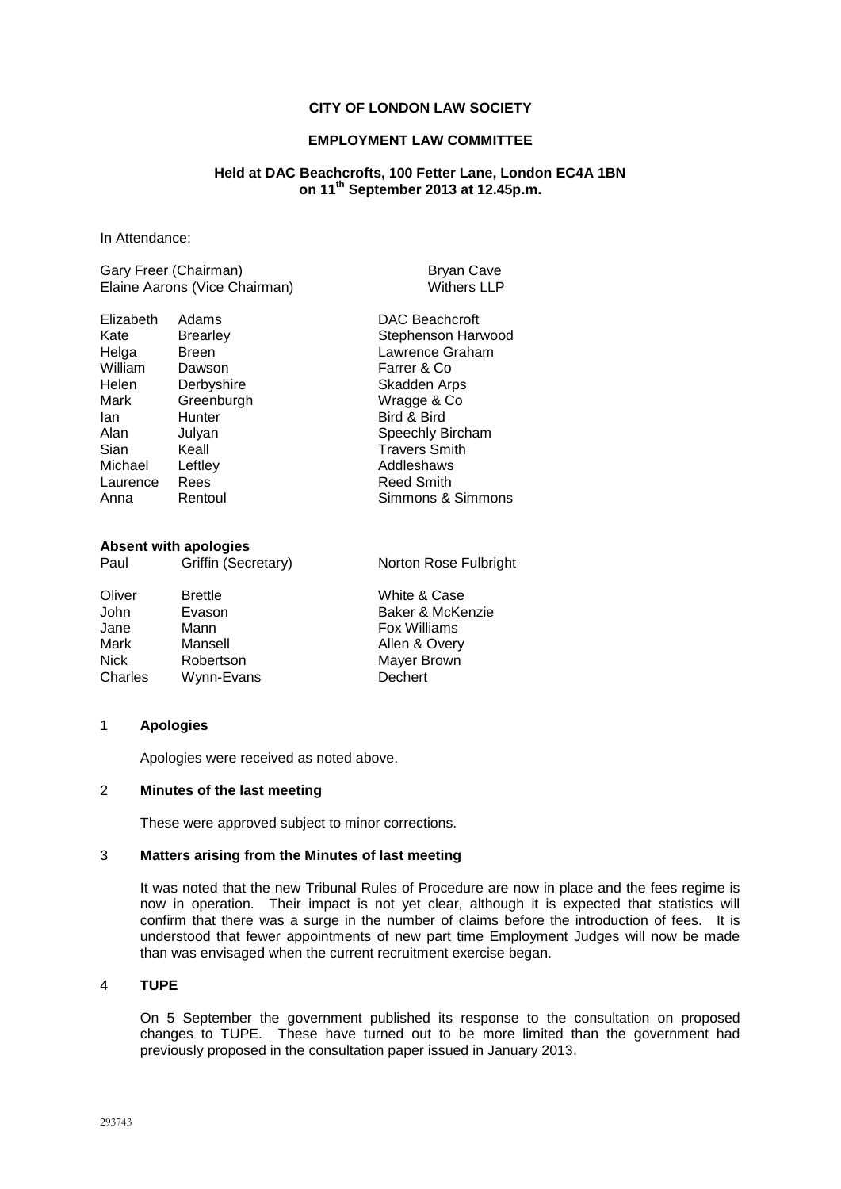**CITY OF LONDON LAW SOCIETY**

**EMPLOYMENT LAW COMMITTEE**

**Held at DAC Beachcrofts, 100 Fetter Lane, London EC4A 1BN on 11th September 2013 at 12.45p.m.**

In Attendance:

| | | |
|---|---|---|
| Gary Freer (Chairman) | | Bryan Cave |
| Elaine Aarons (Vice Chairman) | | Withers LLP |
| Elizabeth | Adams | DAC Beachcroft |
| Kate | Brearley | Stephenson Harwood |
| Helga | Breen | Lawrence Graham |
| William | Dawson | Farrer & Co |
| Helen | Derbyshire | Skadden Arps |
| Mark | Greenburgh | Wragge & Co |
| Ian | Hunter | Bird & Bird |
| Alan | Julyan | Speechly Bircham |
| Sian | Keall | Travers Smith |
| Michael | Leftley | Addleshaws |
| Laurence | Rees | Reed Smith |
| Anna | Rentoul | Simmons & Simmons |

**Absent with apologies**

| | | |
|---|---|---|
| Paul | Griffin (Secretary) | Norton Rose Fulbright |
| Oliver | Brettle | White & Case |
| John | Evason | Baker & McKenzie |
| Jane | Mann | Fox Williams |
| Mark | Mansell | Allen & Overy |
| Nick | Robertson | Mayer Brown |
| Charles | Wynn-Evans | Dechert |

1 **Apologies**

Apologies were received as noted above.

2 **Minutes of the last meeting**

These were approved subject to minor corrections.

3 **Matters arising from the Minutes of last meeting**

It was noted that the new Tribunal Rules of Procedure are now in place and the fees regime is now in operation. Their impact is not yet clear, although it is expected that statistics will confirm that there was a surge in the number of claims before the introduction of fees. It is understood that fewer appointments of new part time Employment Judges will now be made than was envisaged when the current recruitment exercise began.

4 **TUPE**

On 5 September the government published its response to the consultation on proposed changes to TUPE. These have turned out to be more limited than the government had previously proposed in the consultation paper issued in January 2013.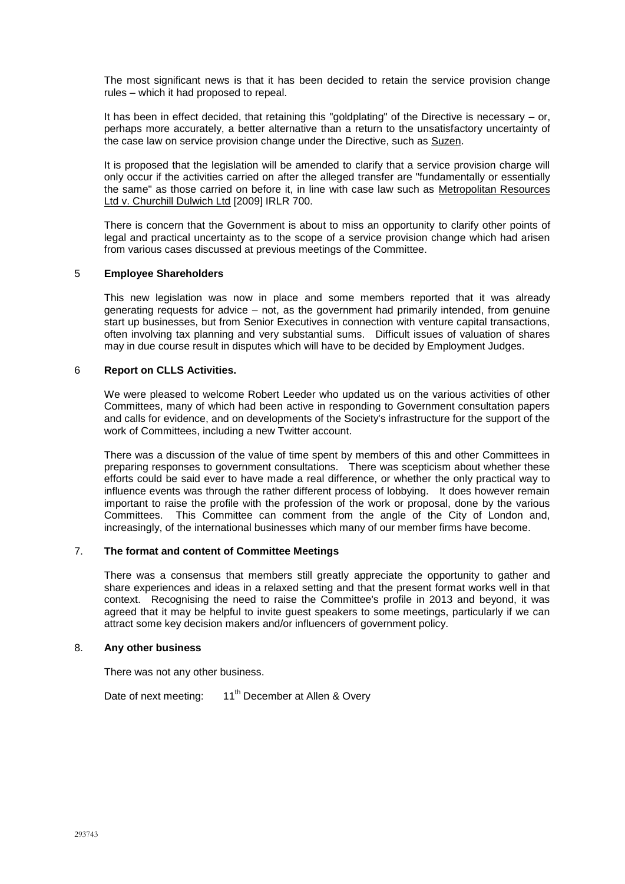The most significant news is that it has been decided to retain the service provision change rules – which it had proposed to repeal.

It has been in effect decided, that retaining this "goldplating" of the Directive is necessary – or, perhaps more accurately, a better alternative than a return to the unsatisfactory uncertainty of the case law on service provision change under the Directive, such as Suzen.

It is proposed that the legislation will be amended to clarify that a service provision charge will only occur if the activities carried on after the alleged transfer are "fundamentally or essentially the same" as those carried on before it, in line with case law such as Metropolitan Resources Ltd v. Churchill Dulwich Ltd [2009] IRLR 700.

There is concern that the Government is about to miss an opportunity to clarify other points of legal and practical uncertainty as to the scope of a service provision change which had arisen from various cases discussed at previous meetings of the Committee.

## 5 **Employee Shareholders**

This new legislation was now in place and some members reported that it was already generating requests for advice – not, as the government had primarily intended, from genuine start up businesses, but from Senior Executives in connection with venture capital transactions, often involving tax planning and very substantial sums. Difficult issues of valuation of shares may in due course result in disputes which will have to be decided by Employment Judges.

## 6 **Report on CLLS Activities.**

We were pleased to welcome Robert Leeder who updated us on the various activities of other Committees, many of which had been active in responding to Government consultation papers and calls for evidence, and on developments of the Society's infrastructure for the support of the work of Committees, including a new Twitter account.

There was a discussion of the value of time spent by members of this and other Committees in preparing responses to government consultations. There was scepticism about whether these efforts could be said ever to have made a real difference, or whether the only practical way to influence events was through the rather different process of lobbying. It does however remain important to raise the profile with the profession of the work or proposal, done by the various Committees. This Committee can comment from the angle of the City of London and, increasingly, of the international businesses which many of our member firms have become.

## 7. **The format and content of Committee Meetings**

There was a consensus that members still greatly appreciate the opportunity to gather and share experiences and ideas in a relaxed setting and that the present format works well in that context. Recognising the need to raise the Committee's profile in 2013 and beyond, it was agreed that it may be helpful to invite guest speakers to some meetings, particularly if we can attract some key decision makers and/or influencers of government policy.

## 8. **Any other business**

There was not any other business.

Date of next meeting: 11th December at Allen & Overy

293743